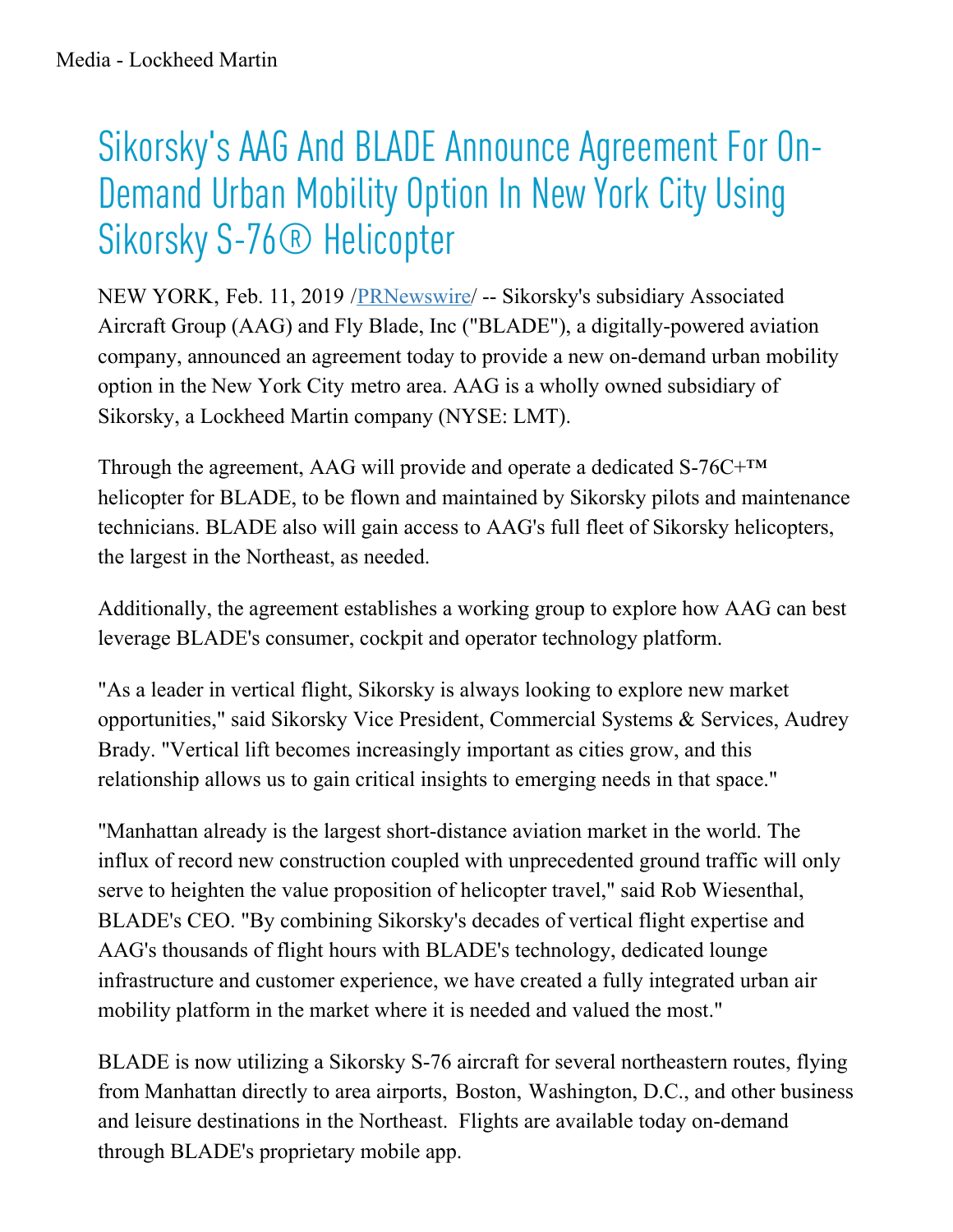# Sikorsky's AAG And BLADE Announce Agreement For On-Demand Urban Mobility Option In New York City Using Sikorsky S-76® Helicopter

NEW YORK, Feb. 11, 2019 /PRNewswire/ -- Sikorsky's subsidiary Associated Aircraft Group (AAG) and Fly Blade, Inc ("BLADE"), a digitally-powered aviation company, announced an agreement today to provide a new on-demand urban mobility option in the New York City metro area. AAG is a wholly owned subsidiary of Sikorsky, a Lockheed Martin company (NYSE: LMT).

Through the agreement, AAG will provide and operate a dedicated S-76C+™ helicopter for BLADE, to be flown and maintained by Sikorsky pilots and maintenance technicians. BLADE also will gain access to AAG's full fleet of Sikorsky helicopters, the largest in the Northeast, as needed.

Additionally, the agreement establishes a working group to explore how AAG can best leverage BLADE's consumer, cockpit and operator technology platform.

"As a leader in vertical flight, Sikorsky is always looking to explore new market opportunities," said Sikorsky Vice President, Commercial Systems & Services, Audrey Brady. "Vertical lift becomes increasingly important as cities grow, and this relationship allows us to gain critical insights to emerging needs in that space."

"Manhattan already is the largest short-distance aviation market in the world. The influx of record new construction coupled with unprecedented ground traffic will only serve to heighten the value proposition of helicopter travel," said Rob Wiesenthal, BLADE's CEO. "By combining Sikorsky's decades of vertical flight expertise and AAG's thousands of flight hours with BLADE's technology, dedicated lounge infrastructure and customer experience, we have created a fully integrated urban air mobility platform in the market where it is needed and valued the most."

BLADE is now utilizing a Sikorsky S-76 aircraft for several northeastern routes, flying from Manhattan directly to area airports, Boston, Washington, D.C., and other business and leisure destinations in the Northeast. Flights are available today on-demand through BLADE's proprietary mobile app.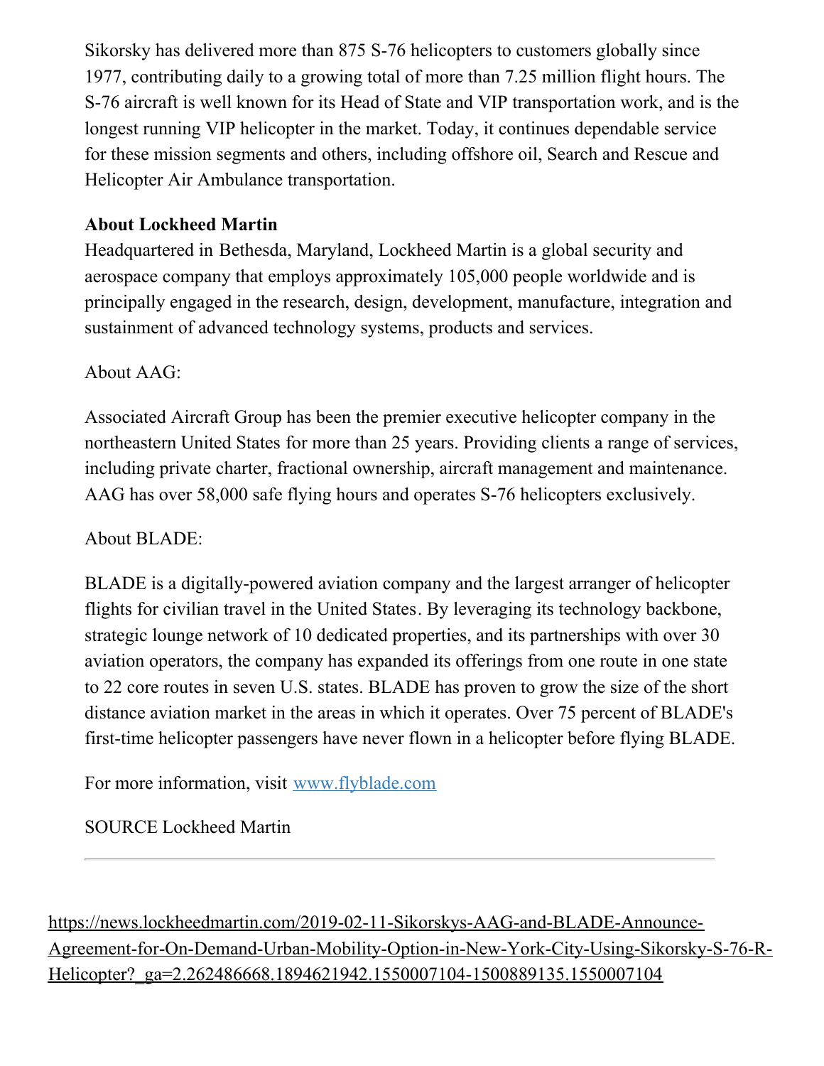Sikorsky has delivered more than 875 S-76 helicopters to customers globally since 1977, contributing daily to a growing total of more than 7.25 million flight hours. The S-76 aircraft is well known for its Head of State and VIP transportation work, and is the longest running VIP helicopter in the market. Today, it continues dependable service for these mission segments and others, including offshore oil, Search and Rescue and Helicopter Air Ambulance transportation.

**About Lockheed Martin**

Headquartered in Bethesda, Maryland, Lockheed Martin is a global security and aerospace company that employs approximately 105,000 people worldwide and is principally engaged in the research, design, development, manufacture, integration and sustainment of advanced technology systems, products and services.

About AAG:

Associated Aircraft Group has been the premier executive helicopter company in the northeastern United States for more than 25 years. Providing clients a range of services, including private charter, fractional ownership, aircraft management and maintenance. AAG has over 58,000 safe flying hours and operates S-76 helicopters exclusively.

About BLADE:

BLADE is a digitally-powered aviation company and the largest arranger of helicopter flights for civilian travel in the United States. By leveraging its technology backbone, strategic lounge network of 10 dedicated properties, and its partnerships with over 30 aviation operators, the company has expanded its offerings from one route in one state to 22 core routes in seven U.S. states. BLADE has proven to grow the size of the short distance aviation market in the areas in which it operates. Over 75 percent of BLADE's first-time helicopter passengers have never flown in a helicopter before flying BLADE.

For more information, visit [www.flyblade.com](http://www.flyblade.com)

SOURCE Lockheed Martin

---

https://news.lockheedmartin.com/2019-02-11-Sikorskys-AAG-and-BLADE-Announce-Agreement-for-On-Demand-Urban-Mobility-Option-in-New-York-City-Using-Sikorsky-S-76-R-Helicopter?_ga=2.262486668.1894621942.1550007104-1500889135.1550007104